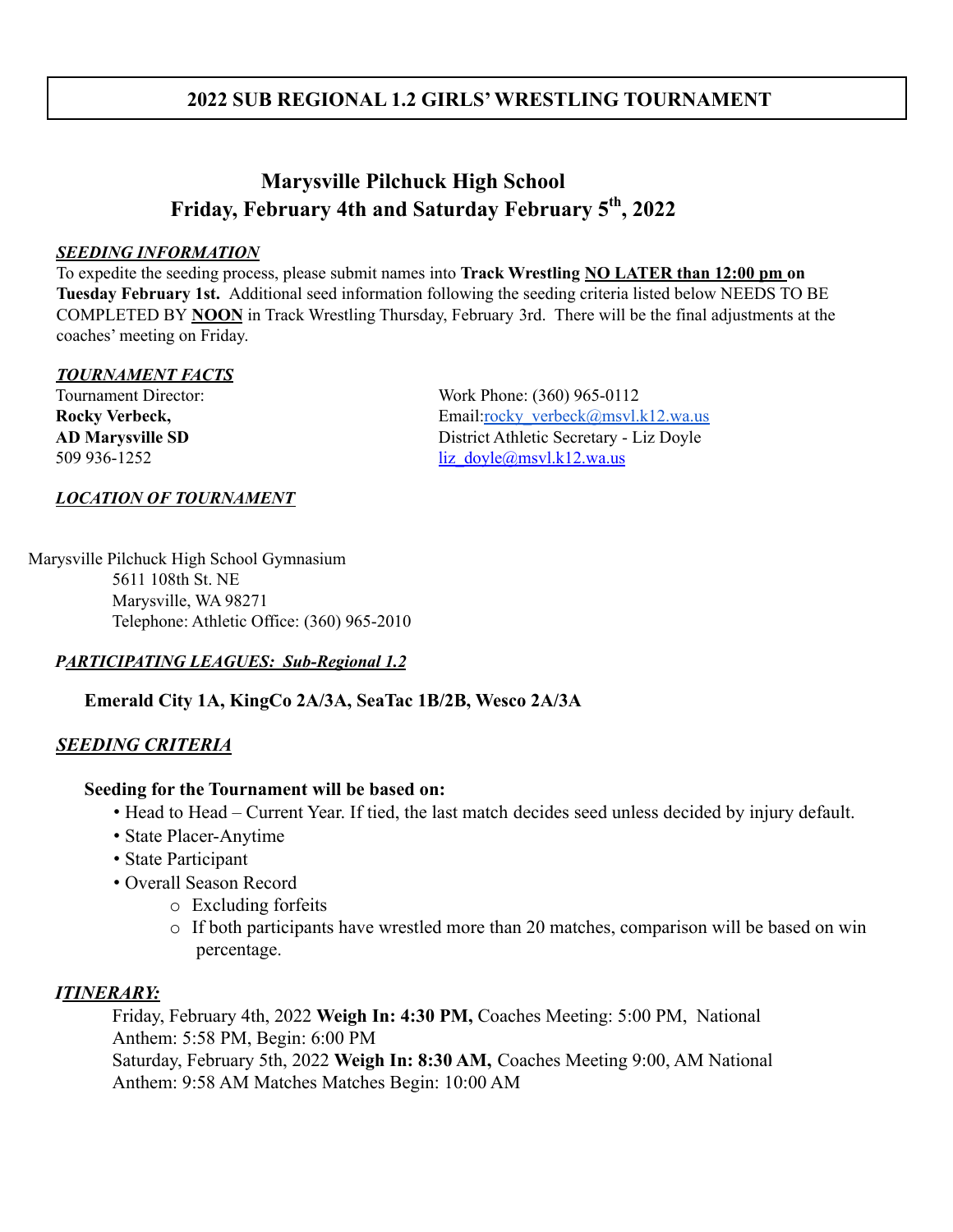# 2022 SUB REGIONAL 1.2 GIRLS' WRESTLING TOURNAMENT

## Marysville Pilchuck High School
## Friday, February 4th and Saturday February 5th, 2022

***SEEDING INFORMATION***

To expedite the seeding process, please submit names into **Track Wrestling NO LATER than 12:00 pm on Tuesday February 1st.** Additional seed information following the seeding criteria listed below NEEDS TO BE COMPLETED BY **NOON** in Track Wrestling Thursday, February 3rd. There will be the final adjustments at the coaches' meeting on Friday.

***TOURNAMENT FACTS***

Tournament Director:
**Rocky Verbeck,**
**AD Marysville SD**
509 936-1252

Work Phone: (360) 965-0112
Email:rocky_verbeck@msvl.k12.wa.us
District Athletic Secretary - Liz Doyle
liz_doyle@msvl.k12.wa.us

***LOCATION OF TOURNAMENT***

Marysville Pilchuck High School Gymnasium
5611 108th St. NE
Marysville, WA 98271
Telephone: Athletic Office: (360) 965-2010

***PARTICIPATING LEAGUES: Sub-Regional 1.2***

**Emerald City 1A, KingCo 2A/3A, SeaTac 1B/2B, Wesco 2A/3A**

***SEEDING CRITERIA***

**Seeding for the Tournament will be based on:**

- Head to Head – Current Year. If tied, the last match decides seed unless decided by injury default.
- State Placer-Anytime
- State Participant
- Overall Season Record
  - Excluding forfeits
  - If both participants have wrestled more than 20 matches, comparison will be based on win percentage.

***ITINERARY:***

Friday, February 4th, 2022 **Weigh In: 4:30 PM,** Coaches Meeting: 5:00 PM, National Anthem: 5:58 PM, Begin: 6:00 PM
Saturday, February 5th, 2022 **Weigh In: 8:30 AM,** Coaches Meeting 9:00, AM National Anthem: 9:58 AM Matches Matches Begin: 10:00 AM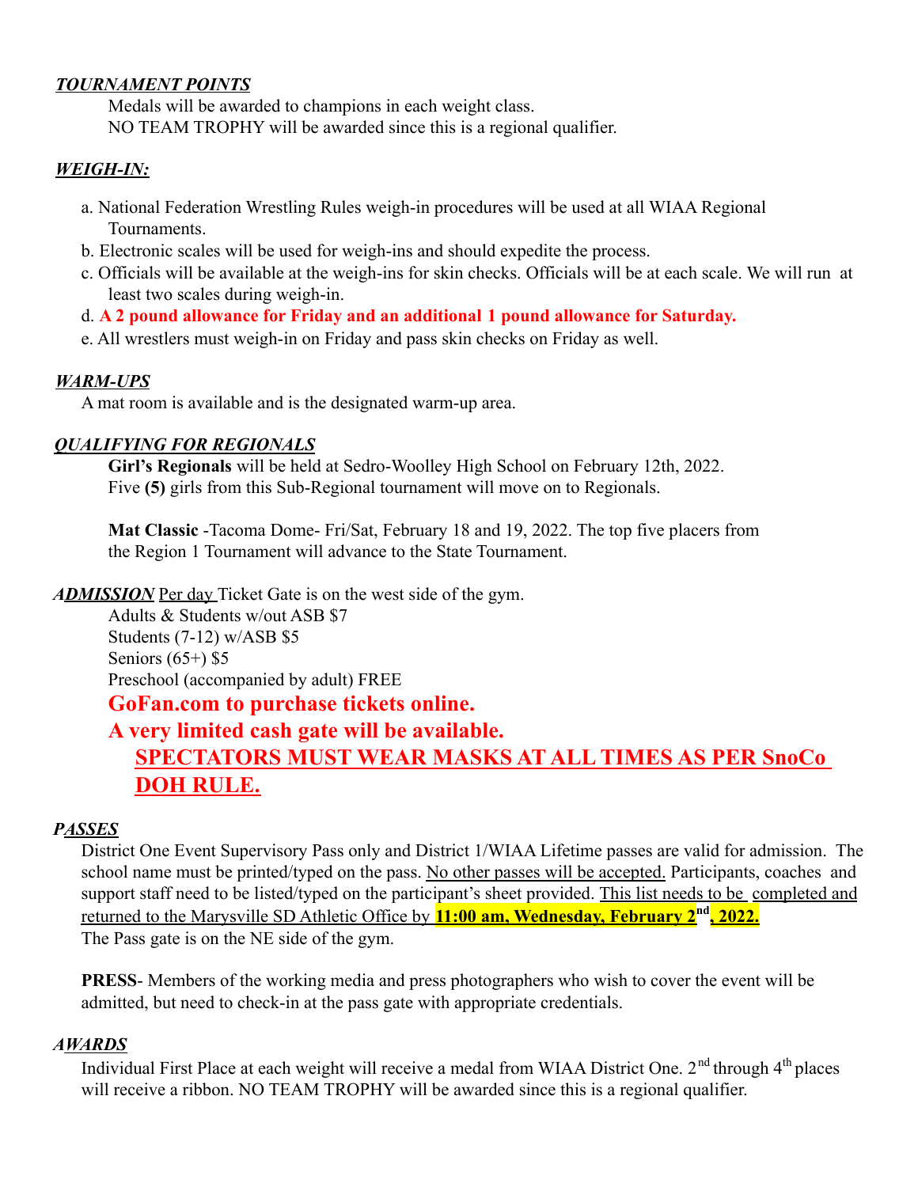***TOURNAMENT POINTS***

Medals will be awarded to champions in each weight class.
NO TEAM TROPHY will be awarded since this is a regional qualifier.

***WEIGH-IN:***

a. National Federation Wrestling Rules weigh-in procedures will be used at all WIAA Regional Tournaments.
b. Electronic scales will be used for weigh-ins and should expedite the process.
c. Officials will be available at the weigh-ins for skin checks. Officials will be at each scale. We will run at least two scales during weigh-in.
d. **A 2 pound allowance for Friday and an additional 1 pound allowance for Saturday.**
e. All wrestlers must weigh-in on Friday and pass skin checks on Friday as well.

***WARM-UPS***

A mat room is available and is the designated warm-up area.

***QUALIFYING FOR REGIONALS***

**Girl's Regionals** will be held at Sedro-Woolley High School on February 12th, 2022.
Five **(5)** girls from this Sub-Regional tournament will move on to Regionals.

**Mat Classic** -Tacoma Dome- Fri/Sat, February 18 and 19, 2022. The top five placers from the Region 1 Tournament will advance to the State Tournament.

***ADMISSION*** Per day Ticket Gate is on the west side of the gym.

Adults & Students w/out ASB $7
Students (7-12) w/ASB $5
Seniors (65+) $5
Preschool (accompanied by adult) FREE

**GoFan.com to purchase tickets online.**

**A very limited cash gate will be available.**

**SPECTATORS MUST WEAR MASKS AT ALL TIMES AS PER SnoCo DOH RULE.**

***PASSES***

District One Event Supervisory Pass only and District 1/WIAA Lifetime passes are valid for admission. The school name must be printed/typed on the pass. No other passes will be accepted. Participants, coaches and support staff need to be listed/typed on the participant's sheet provided. This list needs to be completed and returned to the Marysville SD Athletic Office by **11:00 am, Wednesday, February 2nd, 2022.**
The Pass gate is on the NE side of the gym.

**PRESS**- Members of the working media and press photographers who wish to cover the event will be admitted, but need to check-in at the pass gate with appropriate credentials.

***AWARDS***

Individual First Place at each weight will receive a medal from WIAA District One. 2nd through 4th places will receive a ribbon. NO TEAM TROPHY will be awarded since this is a regional qualifier.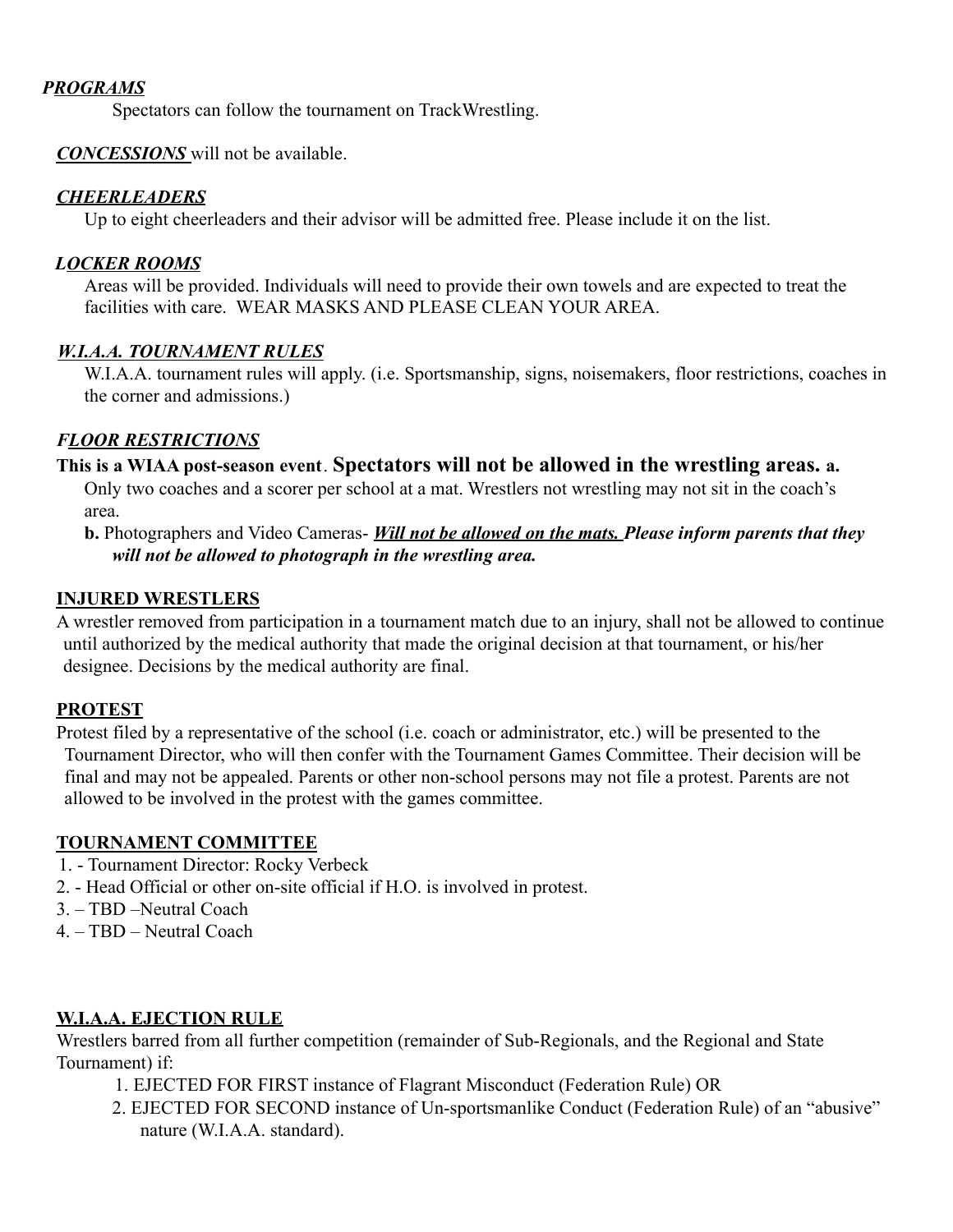***PROGRAMS***

Spectators can follow the tournament on TrackWrestling.

***CONCESSIONS*** will not be available.

***CHEERLEADERS***

Up to eight cheerleaders and their advisor will be admitted free. Please include it on the list.

***LOCKER ROOMS***

Areas will be provided. Individuals will need to provide their own towels and are expected to treat the facilities with care. WEAR MASKS AND PLEASE CLEAN YOUR AREA.

***W.I.A.A. TOURNAMENT RULES***

W.I.A.A. tournament rules will apply. (i.e. Sportsmanship, signs, noisemakers, floor restrictions, coaches in the corner and admissions.)

***FLOOR RESTRICTIONS***

**This is a WIAA post-season event**. **Spectators will not be allowed in the wrestling areas. a.** Only two coaches and a scorer per school at a mat. Wrestlers not wrestling may not sit in the coach's area.

**b.** Photographers and Video Cameras- ***Will not be allowed on the mats. Please inform parents that they will not be allowed to photograph in the wrestling area.***

**INJURED WRESTLERS**

A wrestler removed from participation in a tournament match due to an injury, shall not be allowed to continue until authorized by the medical authority that made the original decision at that tournament, or his/her designee. Decisions by the medical authority are final.

**PROTEST**

Protest filed by a representative of the school (i.e. coach or administrator, etc.) will be presented to the Tournament Director, who will then confer with the Tournament Games Committee. Their decision will be final and may not be appealed. Parents or other non-school persons may not file a protest. Parents are not allowed to be involved in the protest with the games committee.

**TOURNAMENT COMMITTEE**

1. - Tournament Director: Rocky Verbeck
2. - Head Official or other on-site official if H.O. is involved in protest.
3. – TBD –Neutral Coach
4. – TBD – Neutral Coach

**W.I.A.A. EJECTION RULE**

Wrestlers barred from all further competition (remainder of Sub-Regionals, and the Regional and State Tournament) if:

1. EJECTED FOR FIRST instance of Flagrant Misconduct (Federation Rule) OR
2. EJECTED FOR SECOND instance of Un-sportsmanlike Conduct (Federation Rule) of an "abusive" nature (W.I.A.A. standard).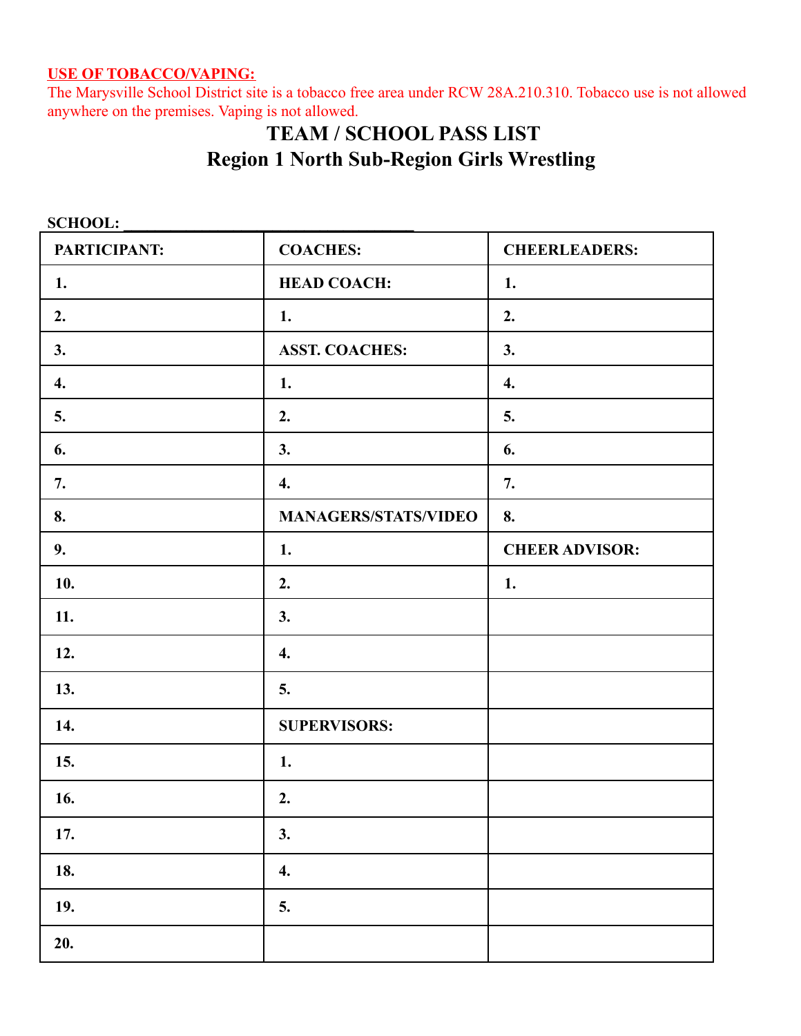**USE OF TOBACCO/VAPING:**
The Marysville School District site is a tobacco free area under RCW 28A.210.310. Tobacco use is not allowed anywhere on the premises. Vaping is not allowed.

# TEAM / SCHOOL PASS LIST
## Region 1 North Sub-Region Girls Wrestling

**SCHOOL:** ____________________________________

| PARTICIPANT: | COACHES: | CHEERLEADERS: |
|---|---|---|
| 1. | HEAD COACH: | 1. |
| 2. | 1. | 2. |
| 3. | ASST. COACHES: | 3. |
| 4. | 1. | 4. |
| 5. | 2. | 5. |
| 6. | 3. | 6. |
| 7. | 4. | 7. |
| 8. | MANAGERS/STATS/VIDEO | 8. |
| 9. | 1. | CHEER ADVISOR: |
| 10. | 2. | 1. |
| 11. | 3. | |
| 12. | 4. | |
| 13. | 5. | |
| 14. | SUPERVISORS: | |
| 15. | 1. | |
| 16. | 2. | |
| 17. | 3. | |
| 18. | 4. | |
| 19. | 5. | |
| 20. | | |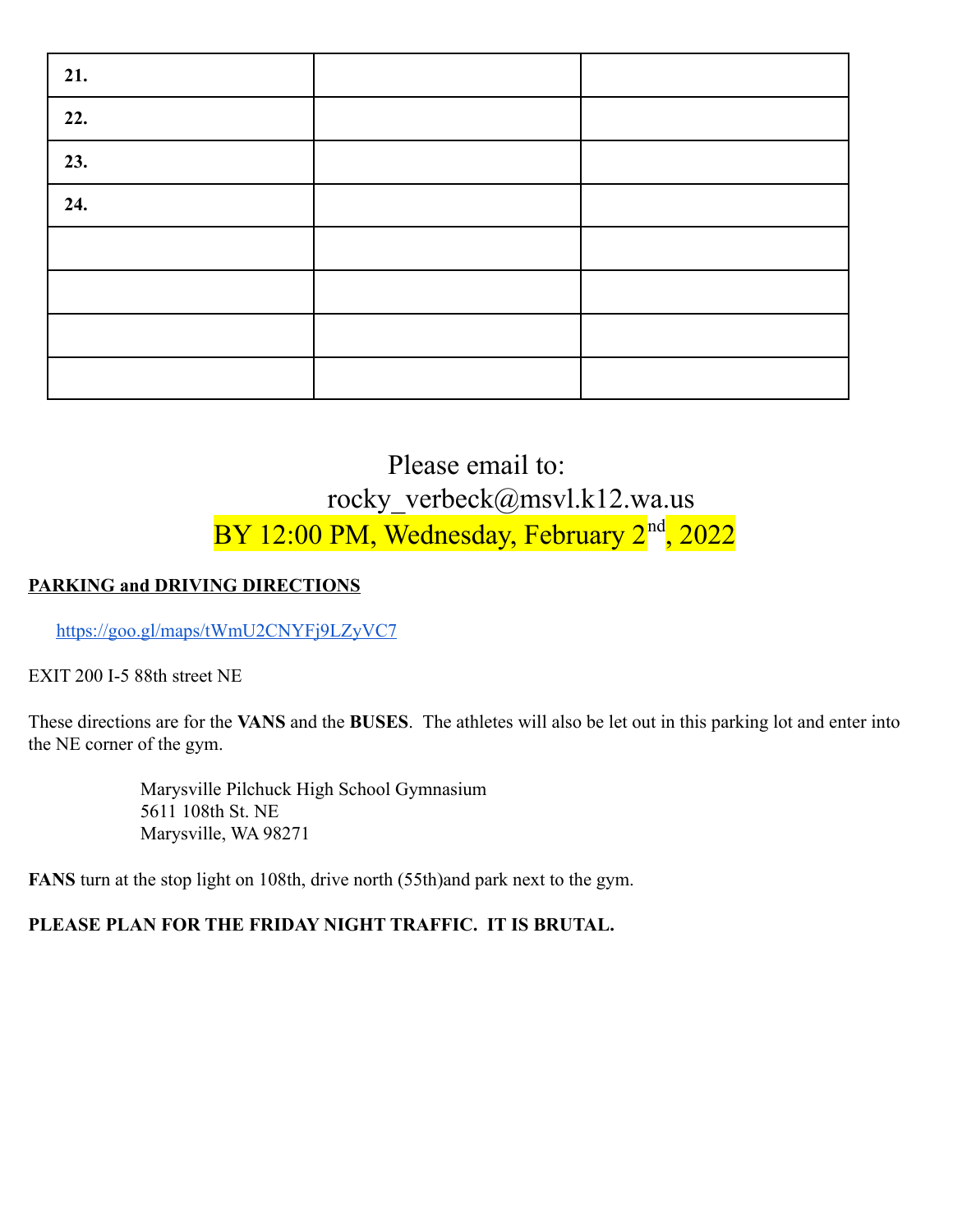| | | |
|---|---|---|
| **21.** | | |
| **22.** | | |
| **23.** | | |
| **24.** | | |
| | | |
| | | |
| | | |
| | | |

Please email to:
rocky_verbeck@msvl.k12.wa.us
BY 12:00 PM, Wednesday, February 2nd, 2022

**PARKING and DRIVING DIRECTIONS**

https://goo.gl/maps/tWmU2CNYFj9LZyVC7

EXIT 200 I-5 88th street NE

These directions are for the **VANS** and the **BUSES**. The athletes will also be let out in this parking lot and enter into the NE corner of the gym.

Marysville Pilchuck High School Gymnasium
5611 108th St. NE
Marysville, WA 98271

**FANS** turn at the stop light on 108th, drive north (55th)and park next to the gym.

**PLEASE PLAN FOR THE FRIDAY NIGHT TRAFFIC. IT IS BRUTAL.**